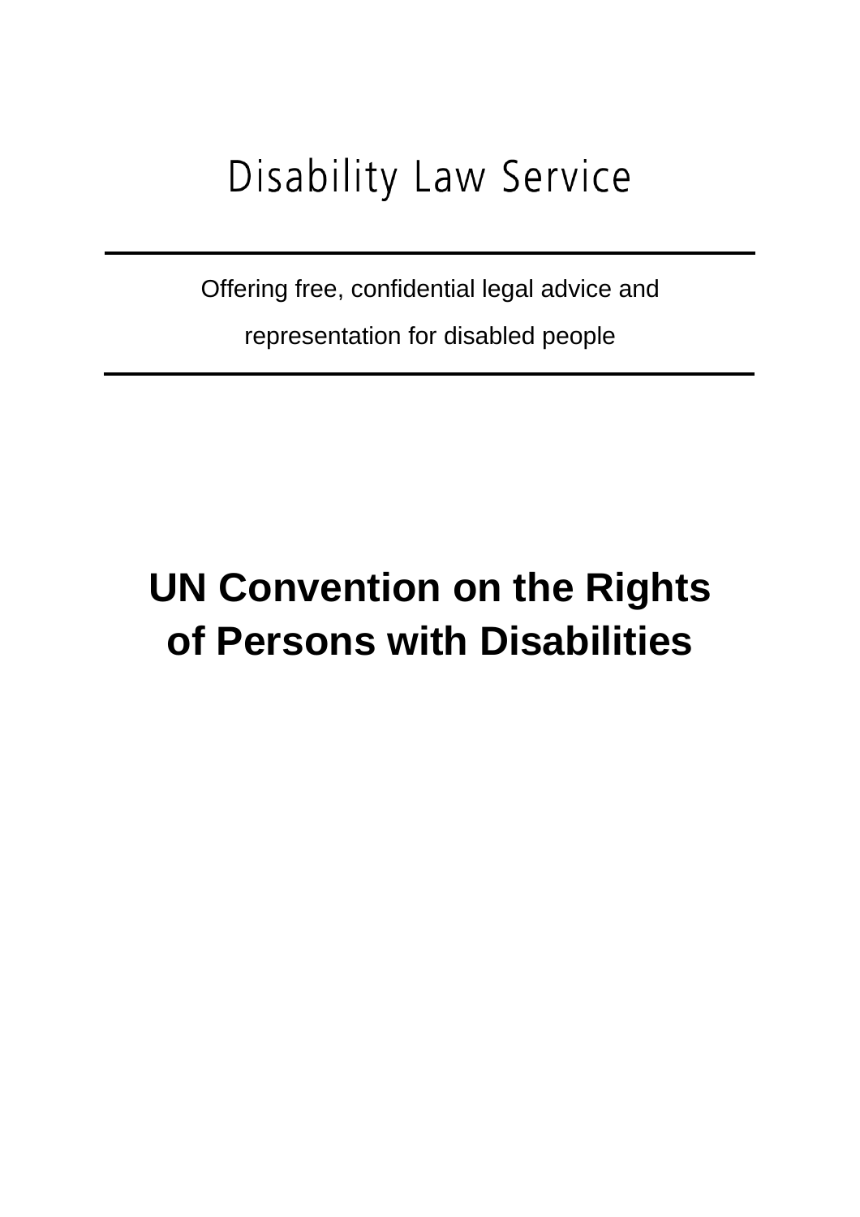# Disability Law Service

---

Offering free, confidential legal advice and representation for disabled people

---

# UN Convention on the Rights of Persons with Disabilities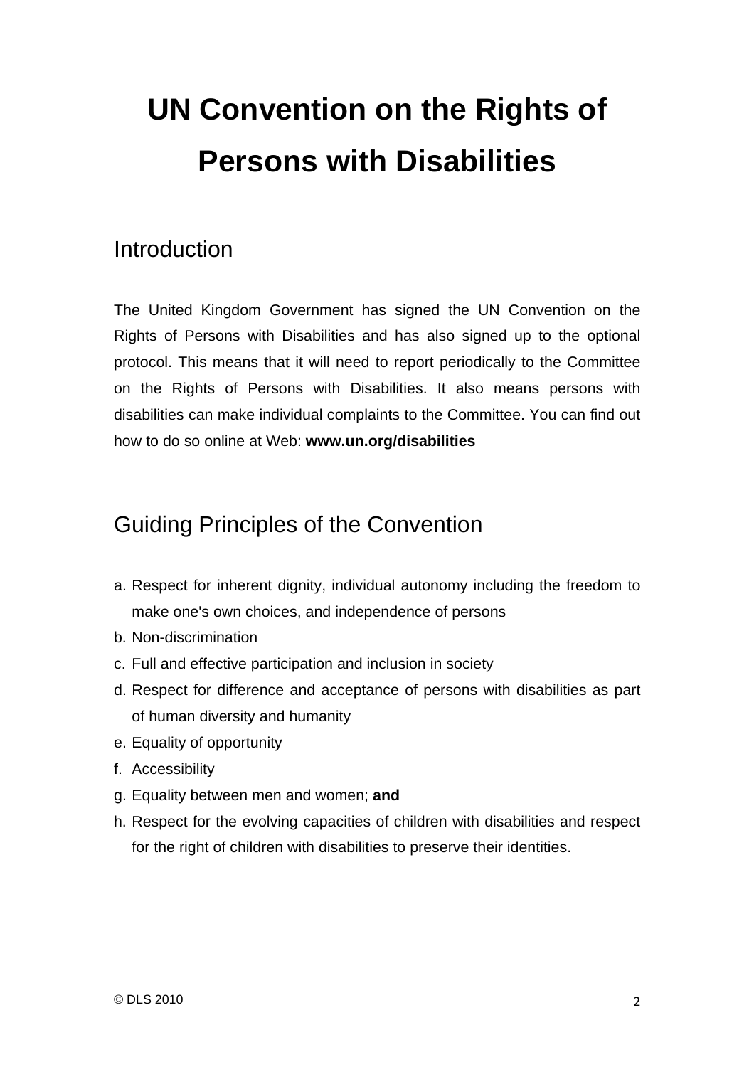# UN Convention on the Rights of Persons with Disabilities

## Introduction

The United Kingdom Government has signed the UN Convention on the Rights of Persons with Disabilities and has also signed up to the optional protocol. This means that it will need to report periodically to the Committee on the Rights of Persons with Disabilities. It also means persons with disabilities can make individual complaints to the Committee. You can find out how to do so online at Web: **www.un.org/disabilities**

## Guiding Principles of the Convention

a. Respect for inherent dignity, individual autonomy including the freedom to make one's own choices, and independence of persons
b. Non-discrimination
c. Full and effective participation and inclusion in society
d. Respect for difference and acceptance of persons with disabilities as part of human diversity and humanity
e. Equality of opportunity
f. Accessibility
g. Equality between men and women; **and**
h. Respect for the evolving capacities of children with disabilities and respect for the right of children with disabilities to preserve their identities.

© DLS 2010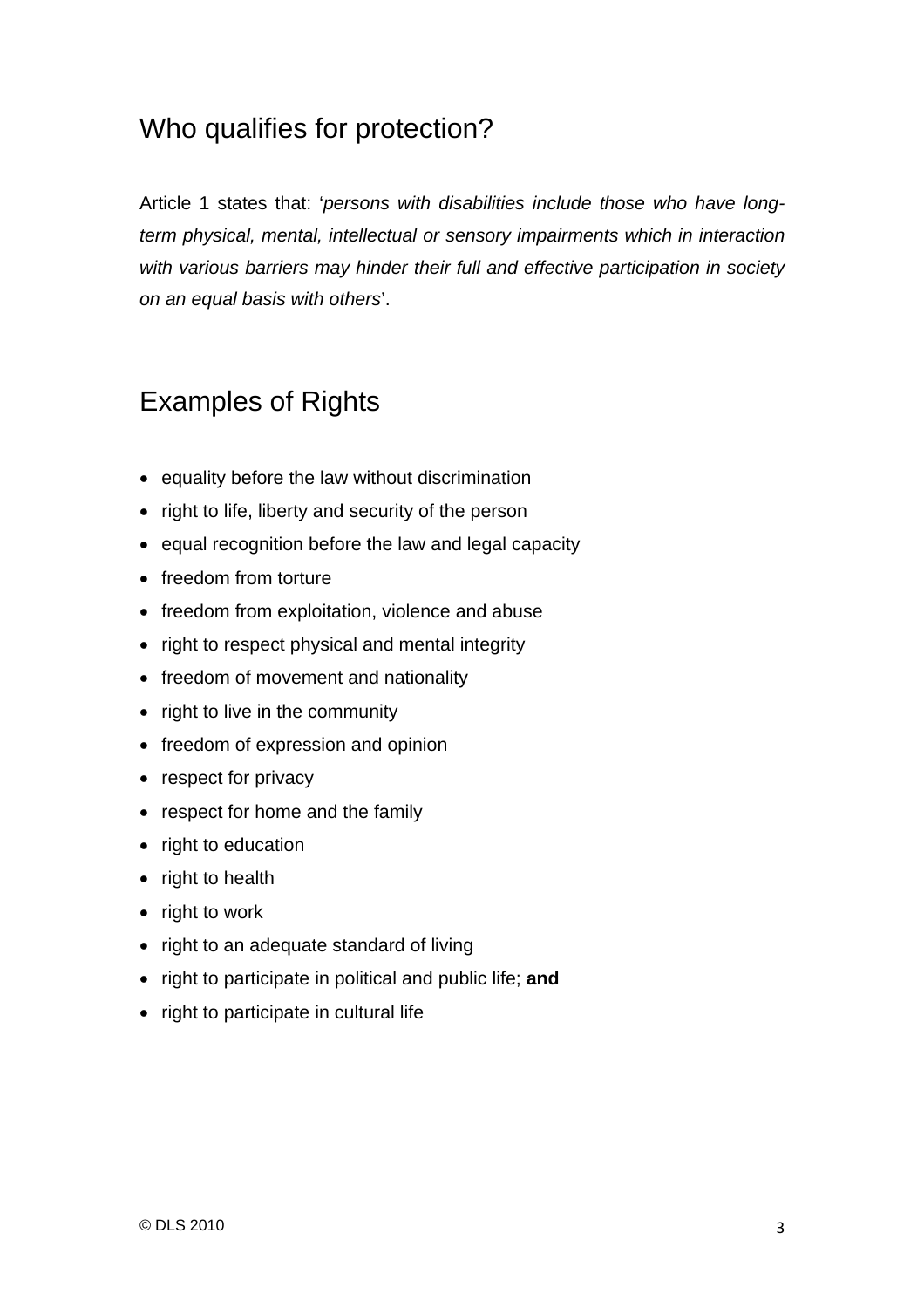## Who qualifies for protection?

Article 1 states that: '*persons with disabilities include those who have long-term physical, mental, intellectual or sensory impairments which in interaction with various barriers may hinder their full and effective participation in society on an equal basis with others*'.

## Examples of Rights

- equality before the law without discrimination
- right to life, liberty and security of the person
- equal recognition before the law and legal capacity
- freedom from torture
- freedom from exploitation, violence and abuse
- right to respect physical and mental integrity
- freedom of movement and nationality
- right to live in the community
- freedom of expression and opinion
- respect for privacy
- respect for home and the family
- right to education
- right to health
- right to work
- right to an adequate standard of living
- right to participate in political and public life; **and**
- right to participate in cultural life

© DLS 2010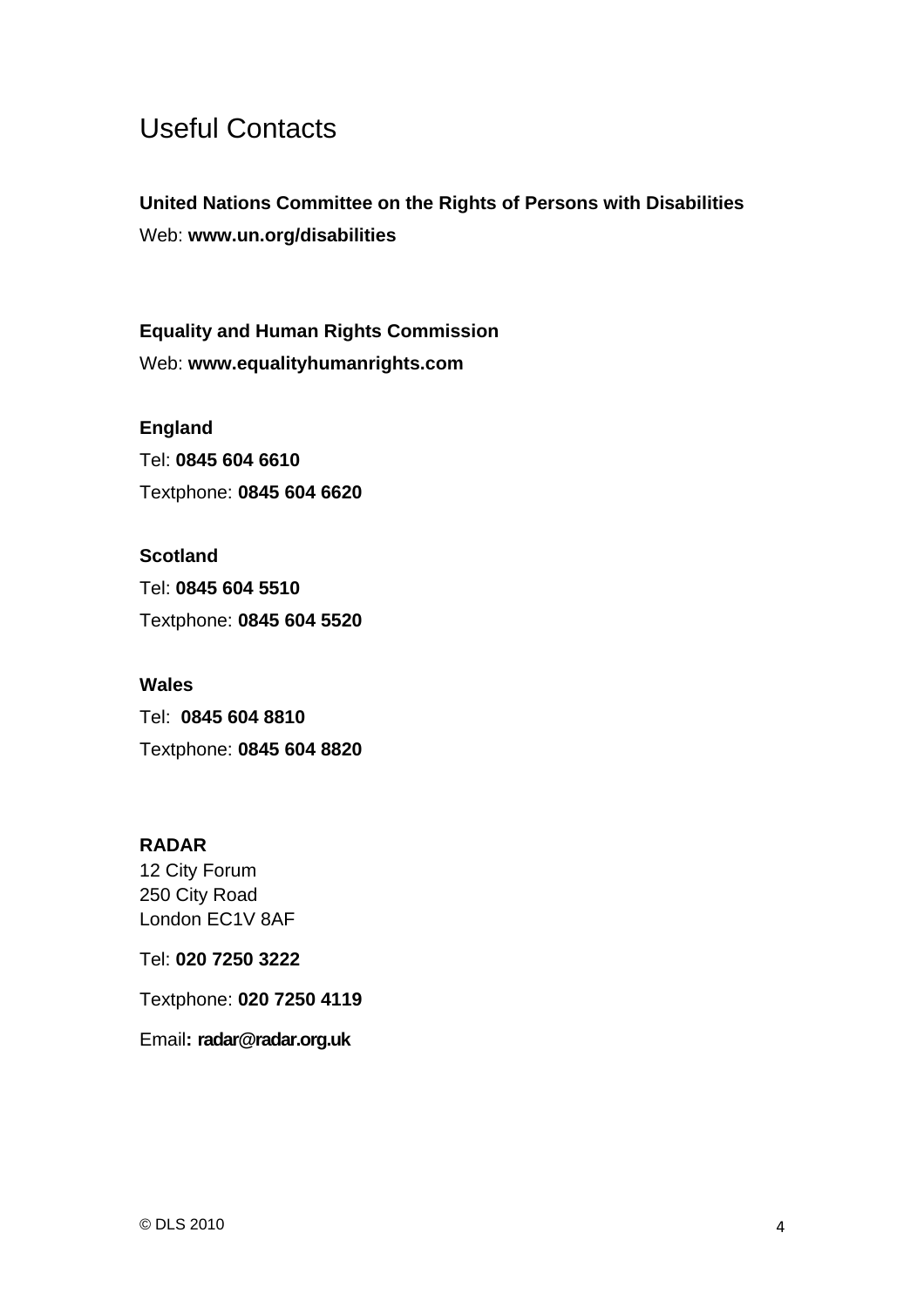# Useful Contacts

**United Nations Committee on the Rights of Persons with Disabilities**

Web: **www.un.org/disabilities**

**Equality and Human Rights Commission**

Web: **www.equalityhumanrights.com**

**England**

Tel: **0845 604 6610**

Textphone: **0845 604 6620**

**Scotland**

Tel: **0845 604 5510**

Textphone: **0845 604 5520**

**Wales**

Tel: **0845 604 8810**

Textphone: **0845 604 8820**

**RADAR**

12 City Forum
250 City Road
London EC1V 8AF

Tel: **020 7250 3222**

Textphone: **020 7250 4119**

Email**: radar@radar.org.uk**

© DLS 2010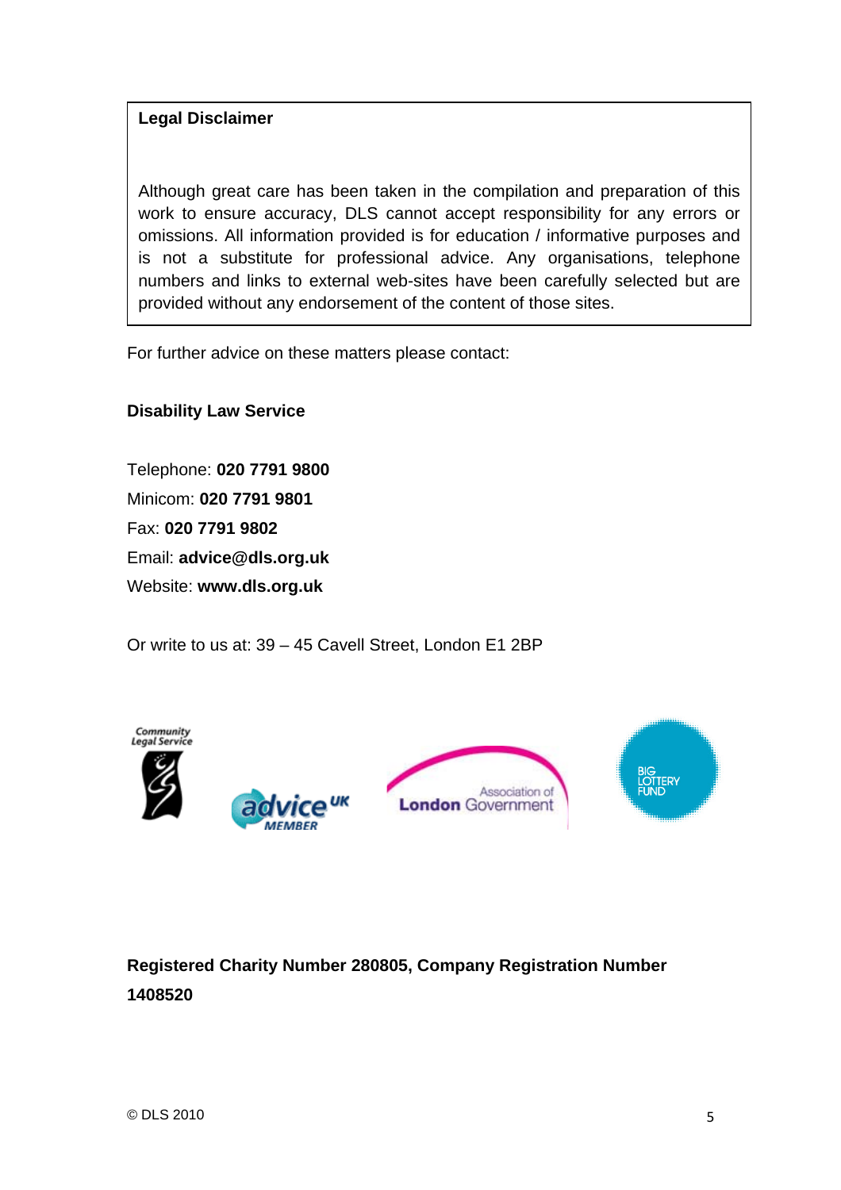**Legal Disclaimer**

Although great care has been taken in the compilation and preparation of this work to ensure accuracy, DLS cannot accept responsibility for any errors or omissions. All information provided is for education / informative purposes and is not a substitute for professional advice. Any organisations, telephone numbers and links to external web-sites have been carefully selected but are provided without any endorsement of the content of those sites.

For further advice on these matters please contact:

**Disability Law Service**

Telephone: **020 7791 9800**
Minicom: **020 7791 9801**
Fax: **020 7791 9802**
Email: **advice@dls.org.uk**
Website: **www.dls.org.uk**

Or write to us at: 39 – 45 Cavell Street, London E1 2BP

Community Legal Service

advice UK MEMBER

Association of London Government

BIG LOTTERY FUND

**Registered Charity Number 280805, Company Registration Number 1408520**

© DLS 2010